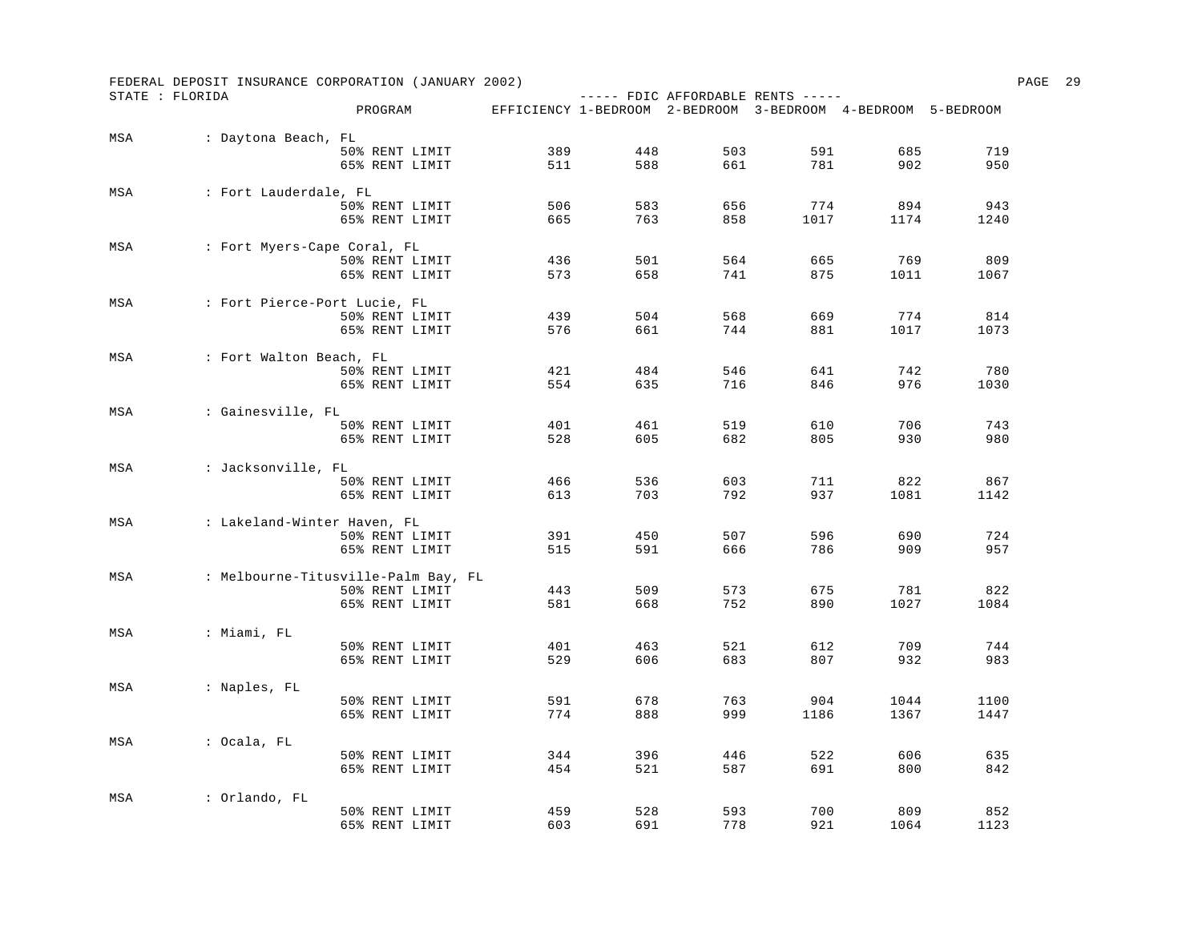FEDERAL DEPOSIT INSURANCE CORPORATION (JANUARY 2002)

STATE : FLORIDA

----- FDIC AFFORDABLE RENTS -----

| MSA | PROGRAM | EFFICIENCY | 1-BEDROOM | 2-BEDROOM | 3-BEDROOM | 4-BEDROOM | 5-BEDROOM |
|---|---|---|---|---|---|---|---|
| Daytona Beach, FL | 50% RENT LIMIT | 389 | 448 | 503 | 591 | 685 | 719 |
| | 65% RENT LIMIT | 511 | 588 | 661 | 781 | 902 | 950 |
| Fort Lauderdale, FL | 50% RENT LIMIT | 506 | 583 | 656 | 774 | 894 | 943 |
| | 65% RENT LIMIT | 665 | 763 | 858 | 1017 | 1174 | 1240 |
| Fort Myers-Cape Coral, FL | 50% RENT LIMIT | 436 | 501 | 564 | 665 | 769 | 809 |
| | 65% RENT LIMIT | 573 | 658 | 741 | 875 | 1011 | 1067 |
| Fort Pierce-Port Lucie, FL | 50% RENT LIMIT | 439 | 504 | 568 | 669 | 774 | 814 |
| | 65% RENT LIMIT | 576 | 661 | 744 | 881 | 1017 | 1073 |
| Fort Walton Beach, FL | 50% RENT LIMIT | 421 | 484 | 546 | 641 | 742 | 780 |
| | 65% RENT LIMIT | 554 | 635 | 716 | 846 | 976 | 1030 |
| Gainesville, FL | 50% RENT LIMIT | 401 | 461 | 519 | 610 | 706 | 743 |
| | 65% RENT LIMIT | 528 | 605 | 682 | 805 | 930 | 980 |
| Jacksonville, FL | 50% RENT LIMIT | 466 | 536 | 603 | 711 | 822 | 867 |
| | 65% RENT LIMIT | 613 | 703 | 792 | 937 | 1081 | 1142 |
| Lakeland-Winter Haven, FL | 50% RENT LIMIT | 391 | 450 | 507 | 596 | 690 | 724 |
| | 65% RENT LIMIT | 515 | 591 | 666 | 786 | 909 | 957 |
| Melbourne-Titusville-Palm Bay, FL | 50% RENT LIMIT | 443 | 509 | 573 | 675 | 781 | 822 |
| | 65% RENT LIMIT | 581 | 668 | 752 | 890 | 1027 | 1084 |
| Miami, FL | 50% RENT LIMIT | 401 | 463 | 521 | 612 | 709 | 744 |
| | 65% RENT LIMIT | 529 | 606 | 683 | 807 | 932 | 983 |
| Naples, FL | 50% RENT LIMIT | 591 | 678 | 763 | 904 | 1044 | 1100 |
| | 65% RENT LIMIT | 774 | 888 | 999 | 1186 | 1367 | 1447 |
| Ocala, FL | 50% RENT LIMIT | 344 | 396 | 446 | 522 | 606 | 635 |
| | 65% RENT LIMIT | 454 | 521 | 587 | 691 | 800 | 842 |
| Orlando, FL | 50% RENT LIMIT | 459 | 528 | 593 | 700 | 809 | 852 |
| | 65% RENT LIMIT | 603 | 691 | 778 | 921 | 1064 | 1123 |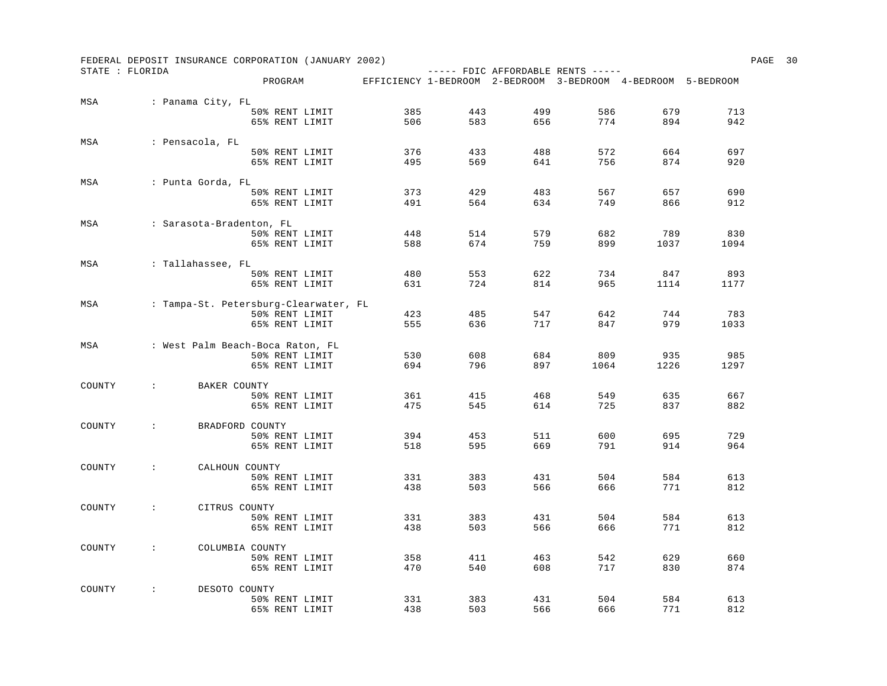FEDERAL DEPOSIT INSURANCE CORPORATION (JANUARY 2002)

STATE : FLORIDA

| | | PROGRAM | EFFICIENCY | 1-BEDROOM | 2-BEDROOM | 3-BEDROOM | 4-BEDROOM | 5-BEDROOM |
|---|---|---|---|---|---|---|---|---|
| | | | ----- FDIC AFFORDABLE RENTS ----- | | | | | |
| MSA | : Panama City, FL | | | | | | | |
| | | 50% RENT LIMIT | 385 | 443 | 499 | 586 | 679 | 713 |
| | | 65% RENT LIMIT | 506 | 583 | 656 | 774 | 894 | 942 |
| MSA | : Pensacola, FL | | | | | | | |
| | | 50% RENT LIMIT | 376 | 433 | 488 | 572 | 664 | 697 |
| | | 65% RENT LIMIT | 495 | 569 | 641 | 756 | 874 | 920 |
| MSA | : Punta Gorda, FL | | | | | | | |
| | | 50% RENT LIMIT | 373 | 429 | 483 | 567 | 657 | 690 |
| | | 65% RENT LIMIT | 491 | 564 | 634 | 749 | 866 | 912 |
| MSA | : Sarasota-Bradenton, FL | | | | | | | |
| | | 50% RENT LIMIT | 448 | 514 | 579 | 682 | 789 | 830 |
| | | 65% RENT LIMIT | 588 | 674 | 759 | 899 | 1037 | 1094 |
| MSA | : Tallahassee, FL | | | | | | | |
| | | 50% RENT LIMIT | 480 | 553 | 622 | 734 | 847 | 893 |
| | | 65% RENT LIMIT | 631 | 724 | 814 | 965 | 1114 | 1177 |
| MSA | : Tampa-St. Petersburg-Clearwater, FL | | | | | | | |
| | | 50% RENT LIMIT | 423 | 485 | 547 | 642 | 744 | 783 |
| | | 65% RENT LIMIT | 555 | 636 | 717 | 847 | 979 | 1033 |
| MSA | : West Palm Beach-Boca Raton, FL | | | | | | | |
| | | 50% RENT LIMIT | 530 | 608 | 684 | 809 | 935 | 985 |
| | | 65% RENT LIMIT | 694 | 796 | 897 | 1064 | 1226 | 1297 |
| COUNTY | : BAKER COUNTY | | | | | | | |
| | | 50% RENT LIMIT | 361 | 415 | 468 | 549 | 635 | 667 |
| | | 65% RENT LIMIT | 475 | 545 | 614 | 725 | 837 | 882 |
| COUNTY | : BRADFORD COUNTY | | | | | | | |
| | | 50% RENT LIMIT | 394 | 453 | 511 | 600 | 695 | 729 |
| | | 65% RENT LIMIT | 518 | 595 | 669 | 791 | 914 | 964 |
| COUNTY | : CALHOUN COUNTY | | | | | | | |
| | | 50% RENT LIMIT | 331 | 383 | 431 | 504 | 584 | 613 |
| | | 65% RENT LIMIT | 438 | 503 | 566 | 666 | 771 | 812 |
| COUNTY | : CITRUS COUNTY | | | | | | | |
| | | 50% RENT LIMIT | 331 | 383 | 431 | 504 | 584 | 613 |
| | | 65% RENT LIMIT | 438 | 503 | 566 | 666 | 771 | 812 |
| COUNTY | : COLUMBIA COUNTY | | | | | | | |
| | | 50% RENT LIMIT | 358 | 411 | 463 | 542 | 629 | 660 |
| | | 65% RENT LIMIT | 470 | 540 | 608 | 717 | 830 | 874 |
| COUNTY | : DESOTO COUNTY | | | | | | | |
| | | 50% RENT LIMIT | 331 | 383 | 431 | 504 | 584 | 613 |
| | | 65% RENT LIMIT | 438 | 503 | 566 | 666 | 771 | 812 |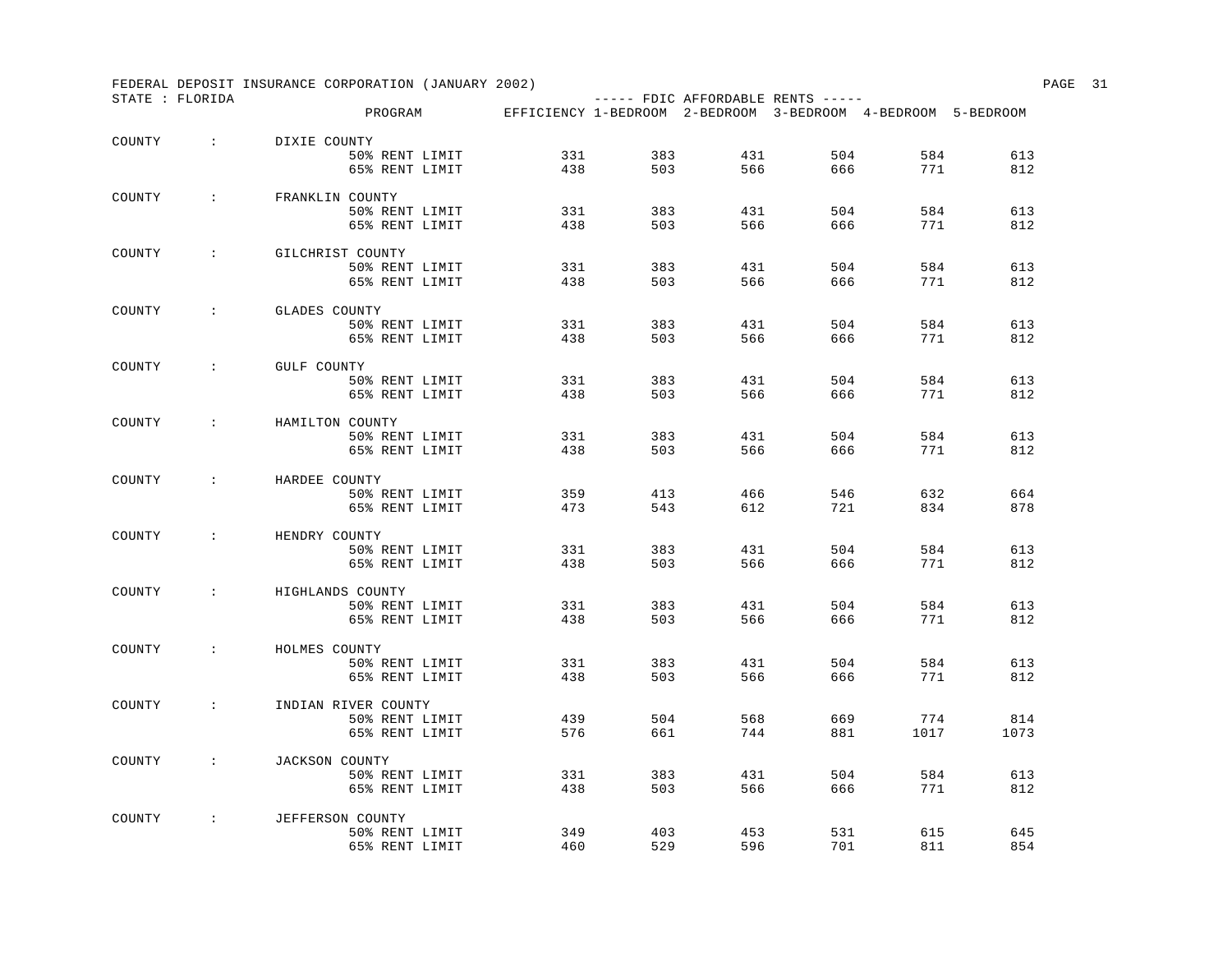FEDERAL DEPOSIT INSURANCE CORPORATION (JANUARY 2002)

STATE : FLORIDA

| COUNTY | PROGRAM | EFFICIENCY | 1-BEDROOM | 2-BEDROOM | 3-BEDROOM | 4-BEDROOM | 5-BEDROOM |
|---|---|---|---|---|---|---|---|
| DIXIE COUNTY | 50% RENT LIMIT | 331 | 383 | 431 | 504 | 584 | 613 |
| | 65% RENT LIMIT | 438 | 503 | 566 | 666 | 771 | 812 |
| FRANKLIN COUNTY | 50% RENT LIMIT | 331 | 383 | 431 | 504 | 584 | 613 |
| | 65% RENT LIMIT | 438 | 503 | 566 | 666 | 771 | 812 |
| GILCHRIST COUNTY | 50% RENT LIMIT | 331 | 383 | 431 | 504 | 584 | 613 |
| | 65% RENT LIMIT | 438 | 503 | 566 | 666 | 771 | 812 |
| GLADES COUNTY | 50% RENT LIMIT | 331 | 383 | 431 | 504 | 584 | 613 |
| | 65% RENT LIMIT | 438 | 503 | 566 | 666 | 771 | 812 |
| GULF COUNTY | 50% RENT LIMIT | 331 | 383 | 431 | 504 | 584 | 613 |
| | 65% RENT LIMIT | 438 | 503 | 566 | 666 | 771 | 812 |
| HAMILTON COUNTY | 50% RENT LIMIT | 331 | 383 | 431 | 504 | 584 | 613 |
| | 65% RENT LIMIT | 438 | 503 | 566 | 666 | 771 | 812 |
| HARDEE COUNTY | 50% RENT LIMIT | 359 | 413 | 466 | 546 | 632 | 664 |
| | 65% RENT LIMIT | 473 | 543 | 612 | 721 | 834 | 878 |
| HENDRY COUNTY | 50% RENT LIMIT | 331 | 383 | 431 | 504 | 584 | 613 |
| | 65% RENT LIMIT | 438 | 503 | 566 | 666 | 771 | 812 |
| HIGHLANDS COUNTY | 50% RENT LIMIT | 331 | 383 | 431 | 504 | 584 | 613 |
| | 65% RENT LIMIT | 438 | 503 | 566 | 666 | 771 | 812 |
| HOLMES COUNTY | 50% RENT LIMIT | 331 | 383 | 431 | 504 | 584 | 613 |
| | 65% RENT LIMIT | 438 | 503 | 566 | 666 | 771 | 812 |
| INDIAN RIVER COUNTY | 50% RENT LIMIT | 439 | 504 | 568 | 669 | 774 | 814 |
| | 65% RENT LIMIT | 576 | 661 | 744 | 881 | 1017 | 1073 |
| JACKSON COUNTY | 50% RENT LIMIT | 331 | 383 | 431 | 504 | 584 | 613 |
| | 65% RENT LIMIT | 438 | 503 | 566 | 666 | 771 | 812 |
| JEFFERSON COUNTY | 50% RENT LIMIT | 349 | 403 | 453 | 531 | 615 | 645 |
| | 65% RENT LIMIT | 460 | 529 | 596 | 701 | 811 | 854 |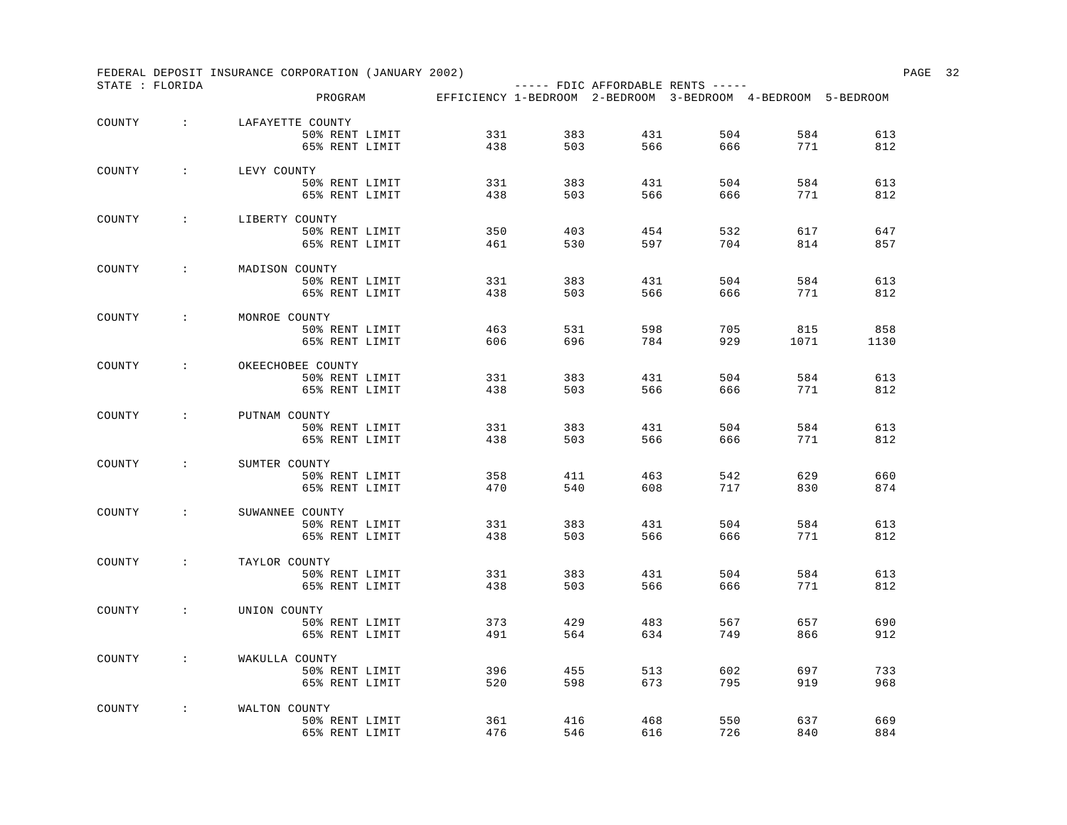FEDERAL DEPOSIT INSURANCE CORPORATION (JANUARY 2002)

STATE : FLORIDA

| COUNTY | PROGRAM | EFFICIENCY | 1-BEDROOM | 2-BEDROOM | 3-BEDROOM | 4-BEDROOM | 5-BEDROOM |
|---|---|---|---|---|---|---|---|
| LAFAYETTE COUNTY | 50% RENT LIMIT | 331 | 383 | 431 | 504 | 584 | 613 |
| | 65% RENT LIMIT | 438 | 503 | 566 | 666 | 771 | 812 |
| LEVY COUNTY | 50% RENT LIMIT | 331 | 383 | 431 | 504 | 584 | 613 |
| | 65% RENT LIMIT | 438 | 503 | 566 | 666 | 771 | 812 |
| LIBERTY COUNTY | 50% RENT LIMIT | 350 | 403 | 454 | 532 | 617 | 647 |
| | 65% RENT LIMIT | 461 | 530 | 597 | 704 | 814 | 857 |
| MADISON COUNTY | 50% RENT LIMIT | 331 | 383 | 431 | 504 | 584 | 613 |
| | 65% RENT LIMIT | 438 | 503 | 566 | 666 | 771 | 812 |
| MONROE COUNTY | 50% RENT LIMIT | 463 | 531 | 598 | 705 | 815 | 858 |
| | 65% RENT LIMIT | 606 | 696 | 784 | 929 | 1071 | 1130 |
| OKEECHOBEE COUNTY | 50% RENT LIMIT | 331 | 383 | 431 | 504 | 584 | 613 |
| | 65% RENT LIMIT | 438 | 503 | 566 | 666 | 771 | 812 |
| PUTNAM COUNTY | 50% RENT LIMIT | 331 | 383 | 431 | 504 | 584 | 613 |
| | 65% RENT LIMIT | 438 | 503 | 566 | 666 | 771 | 812 |
| SUMTER COUNTY | 50% RENT LIMIT | 358 | 411 | 463 | 542 | 629 | 660 |
| | 65% RENT LIMIT | 470 | 540 | 608 | 717 | 830 | 874 |
| SUWANNEE COUNTY | 50% RENT LIMIT | 331 | 383 | 431 | 504 | 584 | 613 |
| | 65% RENT LIMIT | 438 | 503 | 566 | 666 | 771 | 812 |
| TAYLOR COUNTY | 50% RENT LIMIT | 331 | 383 | 431 | 504 | 584 | 613 |
| | 65% RENT LIMIT | 438 | 503 | 566 | 666 | 771 | 812 |
| UNION COUNTY | 50% RENT LIMIT | 373 | 429 | 483 | 567 | 657 | 690 |
| | 65% RENT LIMIT | 491 | 564 | 634 | 749 | 866 | 912 |
| WAKULLA COUNTY | 50% RENT LIMIT | 396 | 455 | 513 | 602 | 697 | 733 |
| | 65% RENT LIMIT | 520 | 598 | 673 | 795 | 919 | 968 |
| WALTON COUNTY | 50% RENT LIMIT | 361 | 416 | 468 | 550 | 637 | 669 |
| | 65% RENT LIMIT | 476 | 546 | 616 | 726 | 840 | 884 |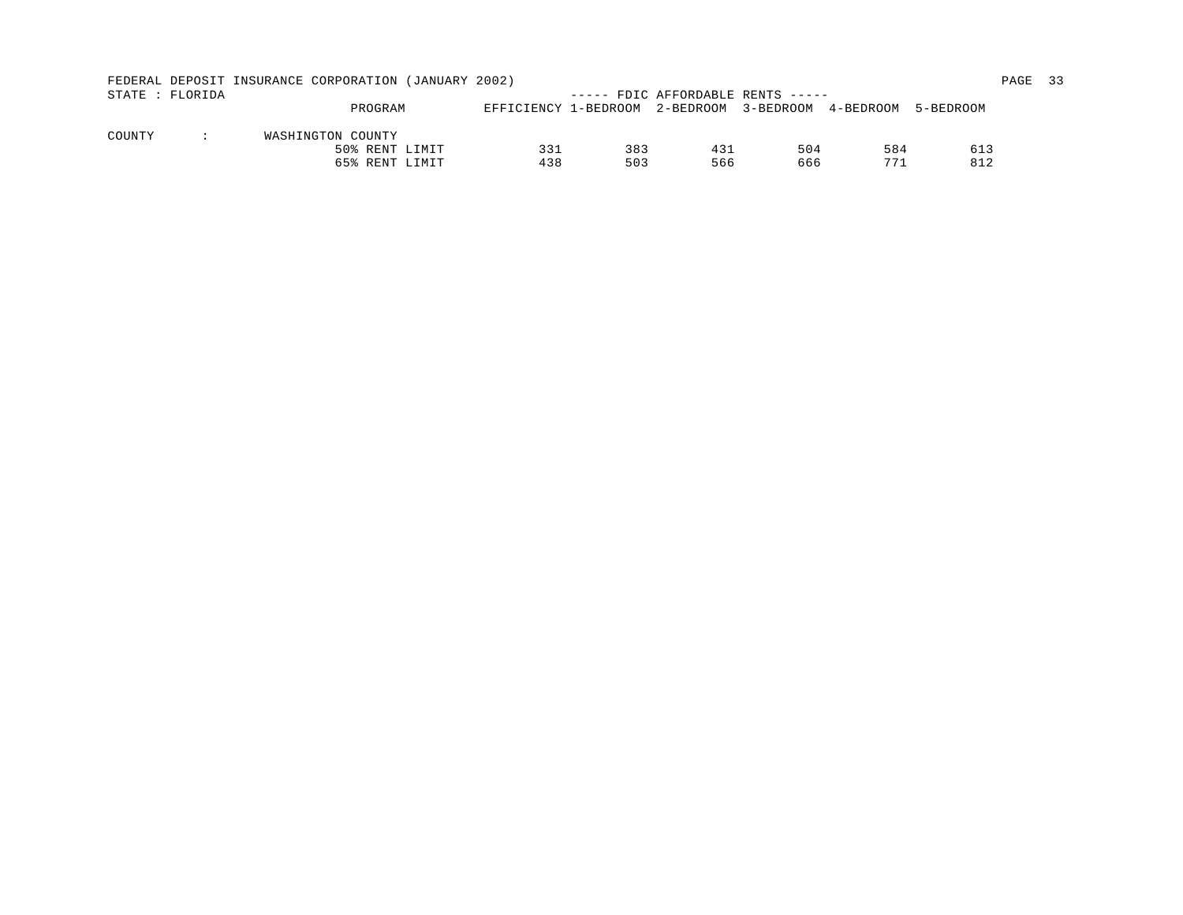FEDERAL DEPOSIT INSURANCE CORPORATION (JANUARY 2002)

STATE : FLORIDA

| | PROGRAM | ----- FDIC AFFORDABLE RENTS ----- | | | | | |
|---|---|---|---|---|---|---|---|
| | | EFFICIENCY | 1-BEDROOM | 2-BEDROOM | 3-BEDROOM | 4-BEDROOM | 5-BEDROOM |
| COUNTY : | WASHINGTON COUNTY | | | | | | |
| | 50% RENT LIMIT | 331 | 383 | 431 | 504 | 584 | 613 |
| | 65% RENT LIMIT | 438 | 503 | 566 | 666 | 771 | 812 |